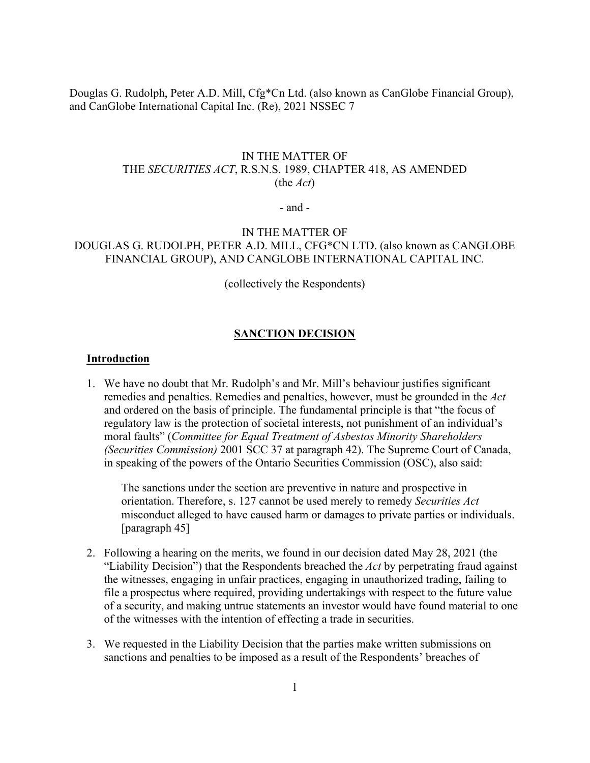Douglas G. Rudolph, Peter A.D. Mill, Cfg*Cn Ltd. (also known as CanGlobe Financial Group), and CanGlobe International Capital Inc. (Re), 2021 NSSEC 7

IN THE MATTER OF
THE *SECURITIES ACT*, R.S.N.S. 1989, CHAPTER 418, AS AMENDED
(the *Act*)

- and -

IN THE MATTER OF
DOUGLAS G. RUDOLPH, PETER A.D. MILL, CFG*CN LTD. (also known as CANGLOBE FINANCIAL GROUP), AND CANGLOBE INTERNATIONAL CAPITAL INC.

(collectively the Respondents)

## SANCTION DECISION

### Introduction

1. We have no doubt that Mr. Rudolph's and Mr. Mill's behaviour justifies significant remedies and penalties. Remedies and penalties, however, must be grounded in the *Act* and ordered on the basis of principle. The fundamental principle is that "the focus of regulatory law is the protection of societal interests, not punishment of an individual's moral faults" (*Committee for Equal Treatment of Asbestos Minority Shareholders (Securities Commission)* 2001 SCC 37 at paragraph 42). The Supreme Court of Canada, in speaking of the powers of the Ontario Securities Commission (OSC), also said:

   > The sanctions under the section are preventive in nature and prospective in orientation. Therefore, s. 127 cannot be used merely to remedy *Securities Act* misconduct alleged to have caused harm or damages to private parties or individuals. [paragraph 45]

2. Following a hearing on the merits, we found in our decision dated May 28, 2021 (the "Liability Decision") that the Respondents breached the *Act* by perpetrating fraud against the witnesses, engaging in unfair practices, engaging in unauthorized trading, failing to file a prospectus where required, providing undertakings with respect to the future value of a security, and making untrue statements an investor would have found material to one of the witnesses with the intention of effecting a trade in securities.

3. We requested in the Liability Decision that the parties make written submissions on sanctions and penalties to be imposed as a result of the Respondents' breaches of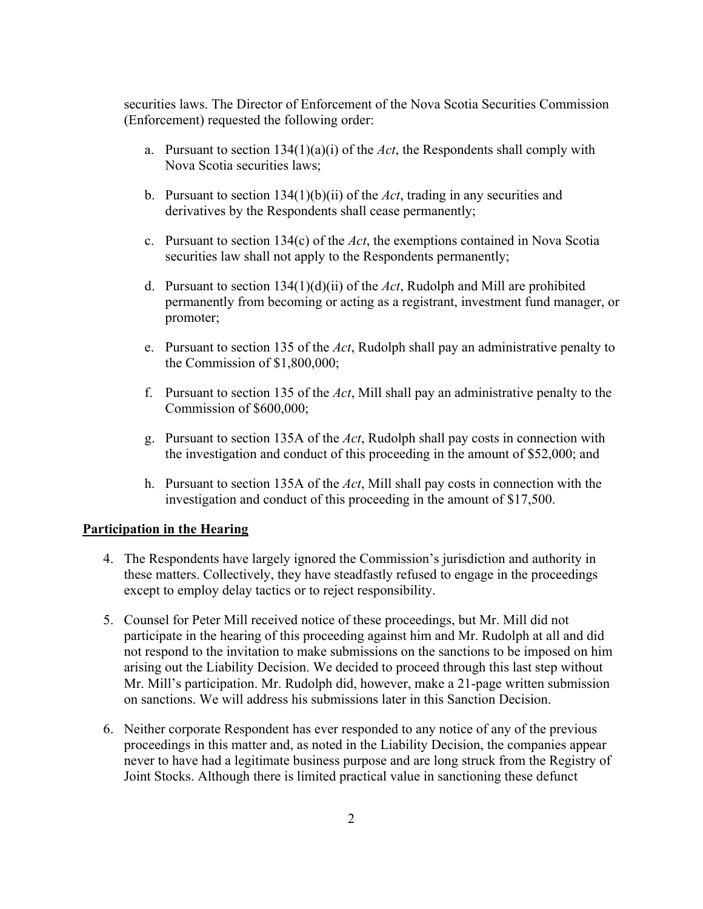securities laws. The Director of Enforcement of the Nova Scotia Securities Commission (Enforcement) requested the following order:

a. Pursuant to section 134(1)(a)(i) of the *Act*, the Respondents shall comply with Nova Scotia securities laws;

b. Pursuant to section 134(1)(b)(ii) of the *Act*, trading in any securities and derivatives by the Respondents shall cease permanently;

c. Pursuant to section 134(c) of the *Act*, the exemptions contained in Nova Scotia securities law shall not apply to the Respondents permanently;

d. Pursuant to section 134(1)(d)(ii) of the *Act*, Rudolph and Mill are prohibited permanently from becoming or acting as a registrant, investment fund manager, or promoter;

e. Pursuant to section 135 of the *Act*, Rudolph shall pay an administrative penalty to the Commission of $1,800,000;

f. Pursuant to section 135 of the *Act*, Mill shall pay an administrative penalty to the Commission of $600,000;

g. Pursuant to section 135A of the *Act*, Rudolph shall pay costs in connection with the investigation and conduct of this proceeding in the amount of $52,000; and

h. Pursuant to section 135A of the *Act*, Mill shall pay costs in connection with the investigation and conduct of this proceeding in the amount of $17,500.

## Participation in the Hearing

4. The Respondents have largely ignored the Commission's jurisdiction and authority in these matters. Collectively, they have steadfastly refused to engage in the proceedings except to employ delay tactics or to reject responsibility.

5. Counsel for Peter Mill received notice of these proceedings, but Mr. Mill did not participate in the hearing of this proceeding against him and Mr. Rudolph at all and did not respond to the invitation to make submissions on the sanctions to be imposed on him arising out the Liability Decision. We decided to proceed through this last step without Mr. Mill's participation. Mr. Rudolph did, however, make a 21-page written submission on sanctions. We will address his submissions later in this Sanction Decision.

6. Neither corporate Respondent has ever responded to any notice of any of the previous proceedings in this matter and, as noted in the Liability Decision, the companies appear never to have had a legitimate business purpose and are long struck from the Registry of Joint Stocks. Although there is limited practical value in sanctioning these defunct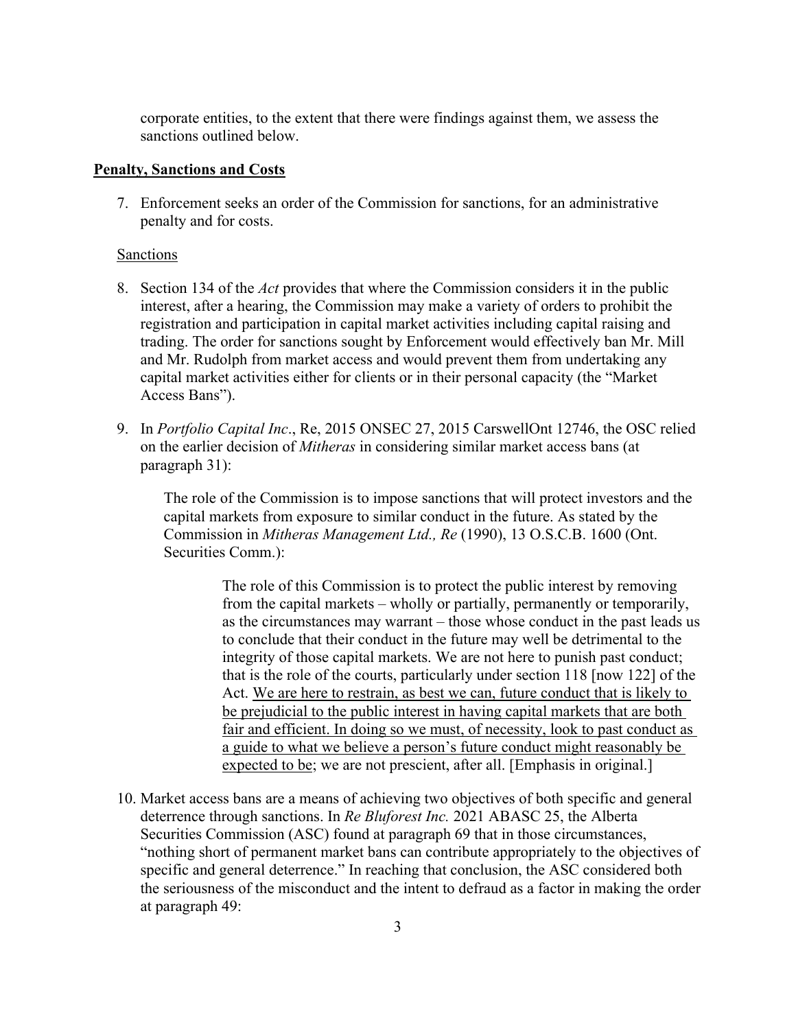corporate entities, to the extent that there were findings against them, we assess the sanctions outlined below.

**<u>Penalty, Sanctions and Costs</u>**

7. Enforcement seeks an order of the Commission for sanctions, for an administrative penalty and for costs.

<u>Sanctions</u>

8. Section 134 of the *Act* provides that where the Commission considers it in the public interest, after a hearing, the Commission may make a variety of orders to prohibit the registration and participation in capital market activities including capital raising and trading. The order for sanctions sought by Enforcement would effectively ban Mr. Mill and Mr. Rudolph from market access and would prevent them from undertaking any capital market activities either for clients or in their personal capacity (the "Market Access Bans").

9. In *Portfolio Capital Inc*., Re, 2015 ONSEC 27, 2015 CarswellOnt 12746, the OSC relied on the earlier decision of *Mitheras* in considering similar market access bans (at paragraph 31):

   > The role of the Commission is to impose sanctions that will protect investors and the capital markets from exposure to similar conduct in the future. As stated by the Commission in *Mitheras Management Ltd., Re* (1990), 13 O.S.C.B. 1600 (Ont. Securities Comm.):
   >
   > > The role of this Commission is to protect the public interest by removing from the capital markets – wholly or partially, permanently or temporarily, as the circumstances may warrant – those whose conduct in the past leads us to conclude that their conduct in the future may well be detrimental to the integrity of those capital markets. We are not here to punish past conduct; that is the role of the courts, particularly under section 118 [now 122] of the Act. <u>We are here to restrain, as best we can, future conduct that is likely to be prejudicial to the public interest in having capital markets that are both fair and efficient. In doing so we must, of necessity, look to past conduct as a guide to what we believe a person's future conduct might reasonably be expected to be</u>; we are not prescient, after all. [Emphasis in original.]

10. Market access bans are a means of achieving two objectives of both specific and general deterrence through sanctions. In *Re Bluforest Inc.* 2021 ABASC 25, the Alberta Securities Commission (ASC) found at paragraph 69 that in those circumstances, "nothing short of permanent market bans can contribute appropriately to the objectives of specific and general deterrence." In reaching that conclusion, the ASC considered both the seriousness of the misconduct and the intent to defraud as a factor in making the order at paragraph 49: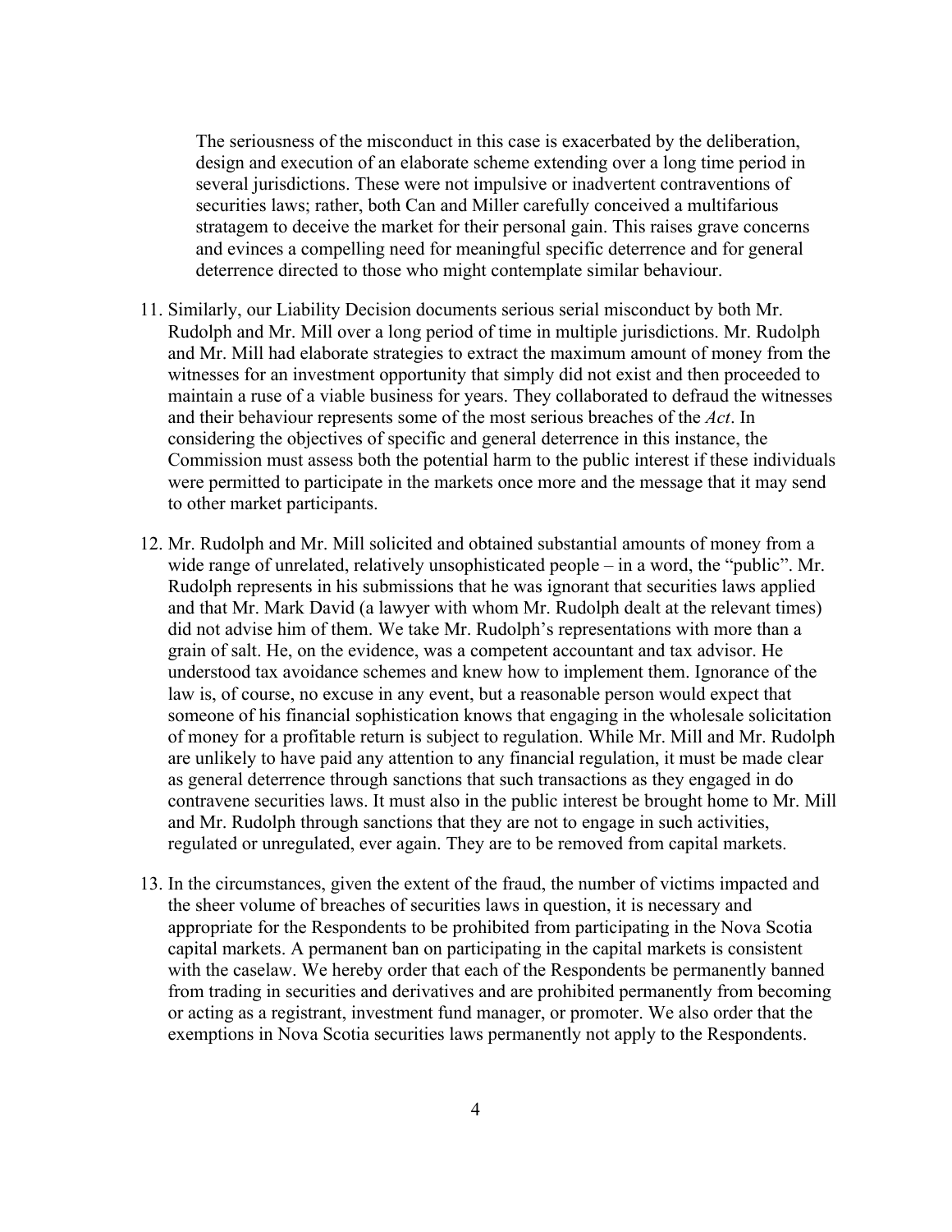> The seriousness of the misconduct in this case is exacerbated by the deliberation, design and execution of an elaborate scheme extending over a long time period in several jurisdictions. These were not impulsive or inadvertent contraventions of securities laws; rather, both Can and Miller carefully conceived a multifarious stratagem to deceive the market for their personal gain. This raises grave concerns and evinces a compelling need for meaningful specific deterrence and for general deterrence directed to those who might contemplate similar behaviour.

11. Similarly, our Liability Decision documents serious serial misconduct by both Mr. Rudolph and Mr. Mill over a long period of time in multiple jurisdictions. Mr. Rudolph and Mr. Mill had elaborate strategies to extract the maximum amount of money from the witnesses for an investment opportunity that simply did not exist and then proceeded to maintain a ruse of a viable business for years. They collaborated to defraud the witnesses and their behaviour represents some of the most serious breaches of the *Act*. In considering the objectives of specific and general deterrence in this instance, the Commission must assess both the potential harm to the public interest if these individuals were permitted to participate in the markets once more and the message that it may send to other market participants.

12. Mr. Rudolph and Mr. Mill solicited and obtained substantial amounts of money from a wide range of unrelated, relatively unsophisticated people – in a word, the "public". Mr. Rudolph represents in his submissions that he was ignorant that securities laws applied and that Mr. Mark David (a lawyer with whom Mr. Rudolph dealt at the relevant times) did not advise him of them. We take Mr. Rudolph's representations with more than a grain of salt. He, on the evidence, was a competent accountant and tax advisor. He understood tax avoidance schemes and knew how to implement them. Ignorance of the law is, of course, no excuse in any event, but a reasonable person would expect that someone of his financial sophistication knows that engaging in the wholesale solicitation of money for a profitable return is subject to regulation. While Mr. Mill and Mr. Rudolph are unlikely to have paid any attention to any financial regulation, it must be made clear as general deterrence through sanctions that such transactions as they engaged in do contravene securities laws. It must also in the public interest be brought home to Mr. Mill and Mr. Rudolph through sanctions that they are not to engage in such activities, regulated or unregulated, ever again. They are to be removed from capital markets.

13. In the circumstances, given the extent of the fraud, the number of victims impacted and the sheer volume of breaches of securities laws in question, it is necessary and appropriate for the Respondents to be prohibited from participating in the Nova Scotia capital markets. A permanent ban on participating in the capital markets is consistent with the caselaw. We hereby order that each of the Respondents be permanently banned from trading in securities and derivatives and are prohibited permanently from becoming or acting as a registrant, investment fund manager, or promoter. We also order that the exemptions in Nova Scotia securities laws permanently not apply to the Respondents.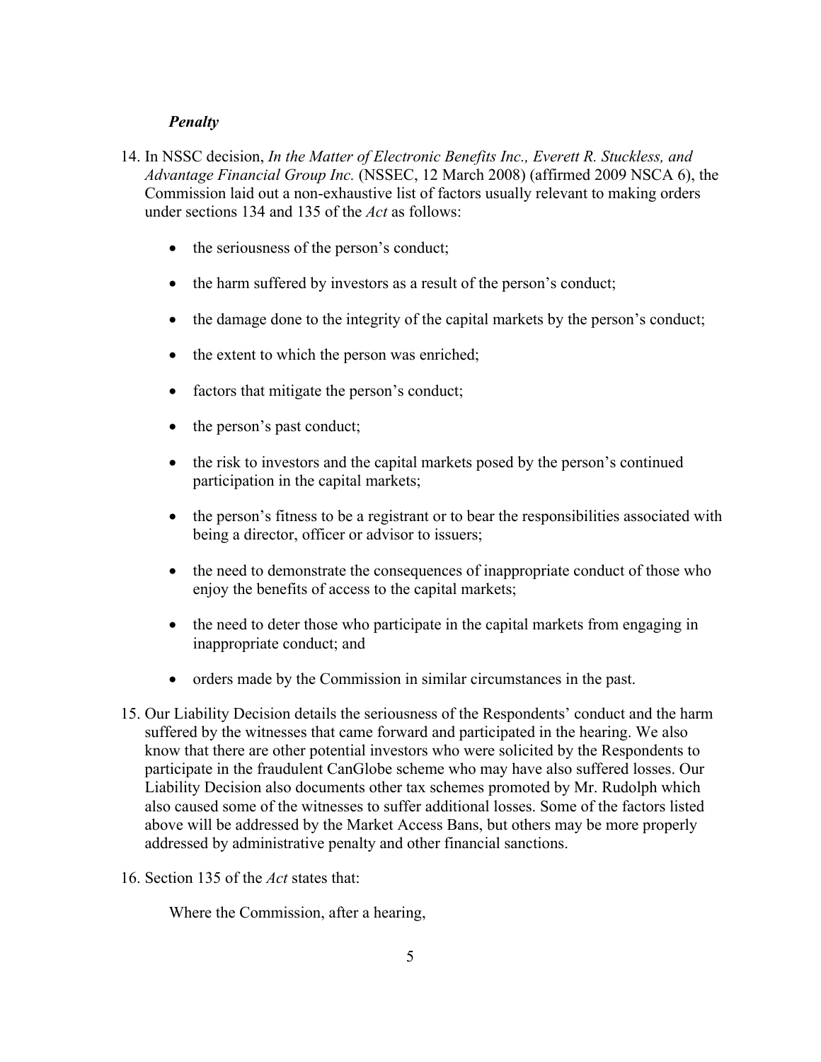### *Penalty*

14. In NSSC decision, *In the Matter of Electronic Benefits Inc., Everett R. Stuckless, and Advantage Financial Group Inc.* (NSSEC, 12 March 2008) (affirmed 2009 NSCA 6), the Commission laid out a non-exhaustive list of factors usually relevant to making orders under sections 134 and 135 of the *Act* as follows:

    - the seriousness of the person's conduct;
    - the harm suffered by investors as a result of the person's conduct;
    - the damage done to the integrity of the capital markets by the person's conduct;
    - the extent to which the person was enriched;
    - factors that mitigate the person's conduct;
    - the person's past conduct;
    - the risk to investors and the capital markets posed by the person's continued participation in the capital markets;
    - the person's fitness to be a registrant or to bear the responsibilities associated with being a director, officer or advisor to issuers;
    - the need to demonstrate the consequences of inappropriate conduct of those who enjoy the benefits of access to the capital markets;
    - the need to deter those who participate in the capital markets from engaging in inappropriate conduct; and
    - orders made by the Commission in similar circumstances in the past.

15. Our Liability Decision details the seriousness of the Respondents' conduct and the harm suffered by the witnesses that came forward and participated in the hearing. We also know that there are other potential investors who were solicited by the Respondents to participate in the fraudulent CanGlobe scheme who may have also suffered losses. Our Liability Decision also documents other tax schemes promoted by Mr. Rudolph which also caused some of the witnesses to suffer additional losses. Some of the factors listed above will be addressed by the Market Access Bans, but others may be more properly addressed by administrative penalty and other financial sanctions.

16. Section 135 of the *Act* states that:

    Where the Commission, after a hearing,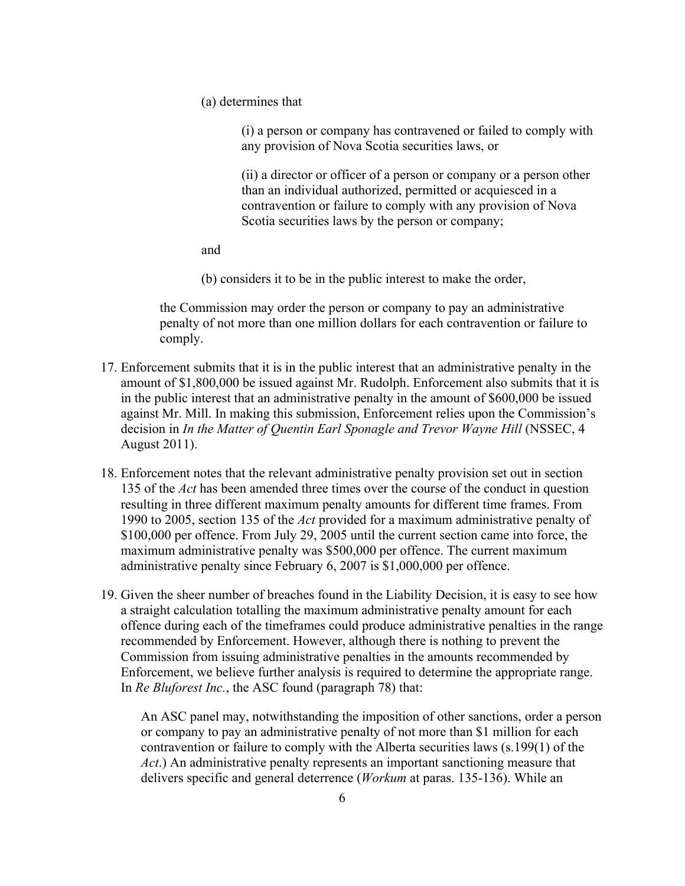(a) determines that

> (i) a person or company has contravened or failed to comply with any provision of Nova Scotia securities laws, or
>
> (ii) a director or officer of a person or company or a person other than an individual authorized, permitted or acquiesced in a contravention or failure to comply with any provision of Nova Scotia securities laws by the person or company;

and

(b) considers it to be in the public interest to make the order,

the Commission may order the person or company to pay an administrative penalty of not more than one million dollars for each contravention or failure to comply.

17. Enforcement submits that it is in the public interest that an administrative penalty in the amount of $1,800,000 be issued against Mr. Rudolph. Enforcement also submits that it is in the public interest that an administrative penalty in the amount of $600,000 be issued against Mr. Mill. In making this submission, Enforcement relies upon the Commission's decision in *In the Matter of Quentin Earl Sponagle and Trevor Wayne Hill* (NSSEC, 4 August 2011).

18. Enforcement notes that the relevant administrative penalty provision set out in section 135 of the *Act* has been amended three times over the course of the conduct in question resulting in three different maximum penalty amounts for different time frames. From 1990 to 2005, section 135 of the *Act* provided for a maximum administrative penalty of $100,000 per offence. From July 29, 2005 until the current section came into force, the maximum administrative penalty was $500,000 per offence. The current maximum administrative penalty since February 6, 2007 is $1,000,000 per offence.

19. Given the sheer number of breaches found in the Liability Decision, it is easy to see how a straight calculation totalling the maximum administrative penalty amount for each offence during each of the timeframes could produce administrative penalties in the range recommended by Enforcement. However, although there is nothing to prevent the Commission from issuing administrative penalties in the amounts recommended by Enforcement, we believe further analysis is required to determine the appropriate range. In *Re Bluforest Inc.*, the ASC found (paragraph 78) that:

> An ASC panel may, notwithstanding the imposition of other sanctions, order a person or company to pay an administrative penalty of not more than $1 million for each contravention or failure to comply with the Alberta securities laws (s.199(1) of the *Act*.) An administrative penalty represents an important sanctioning measure that delivers specific and general deterrence (*Workum* at paras. 135-136). While an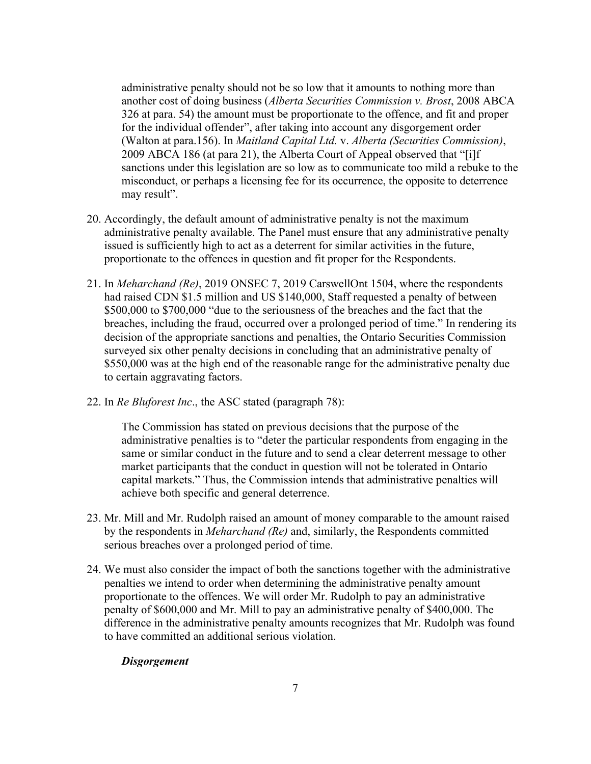administrative penalty should not be so low that it amounts to nothing more than another cost of doing business (*Alberta Securities Commission v. Brost*, 2008 ABCA 326 at para. 54) the amount must be proportionate to the offence, and fit and proper for the individual offender", after taking into account any disgorgement order (Walton at para.156). In *Maitland Capital Ltd.* v. *Alberta (Securities Commission)*, 2009 ABCA 186 (at para 21), the Alberta Court of Appeal observed that "[i]f sanctions under this legislation are so low as to communicate too mild a rebuke to the misconduct, or perhaps a licensing fee for its occurrence, the opposite to deterrence may result".

20. Accordingly, the default amount of administrative penalty is not the maximum administrative penalty available. The Panel must ensure that any administrative penalty issued is sufficiently high to act as a deterrent for similar activities in the future, proportionate to the offences in question and fit proper for the Respondents.

21. In *Meharchand (Re)*, 2019 ONSEC 7, 2019 CarswellOnt 1504, where the respondents had raised CDN $1.5 million and US $140,000, Staff requested a penalty of between $500,000 to $700,000 "due to the seriousness of the breaches and the fact that the breaches, including the fraud, occurred over a prolonged period of time." In rendering its decision of the appropriate sanctions and penalties, the Ontario Securities Commission surveyed six other penalty decisions in concluding that an administrative penalty of $550,000 was at the high end of the reasonable range for the administrative penalty due to certain aggravating factors.

22. In *Re Bluforest Inc*., the ASC stated (paragraph 78):

    The Commission has stated on previous decisions that the purpose of the administrative penalties is to "deter the particular respondents from engaging in the same or similar conduct in the future and to send a clear deterrent message to other market participants that the conduct in question will not be tolerated in Ontario capital markets." Thus, the Commission intends that administrative penalties will achieve both specific and general deterrence.

23. Mr. Mill and Mr. Rudolph raised an amount of money comparable to the amount raised by the respondents in *Meharchand (Re)* and, similarly, the Respondents committed serious breaches over a prolonged period of time.

24. We must also consider the impact of both the sanctions together with the administrative penalties we intend to order when determining the administrative penalty amount proportionate to the offences. We will order Mr. Rudolph to pay an administrative penalty of $600,000 and Mr. Mill to pay an administrative penalty of $400,000. The difference in the administrative penalty amounts recognizes that Mr. Rudolph was found to have committed an additional serious violation.

***Disgorgement***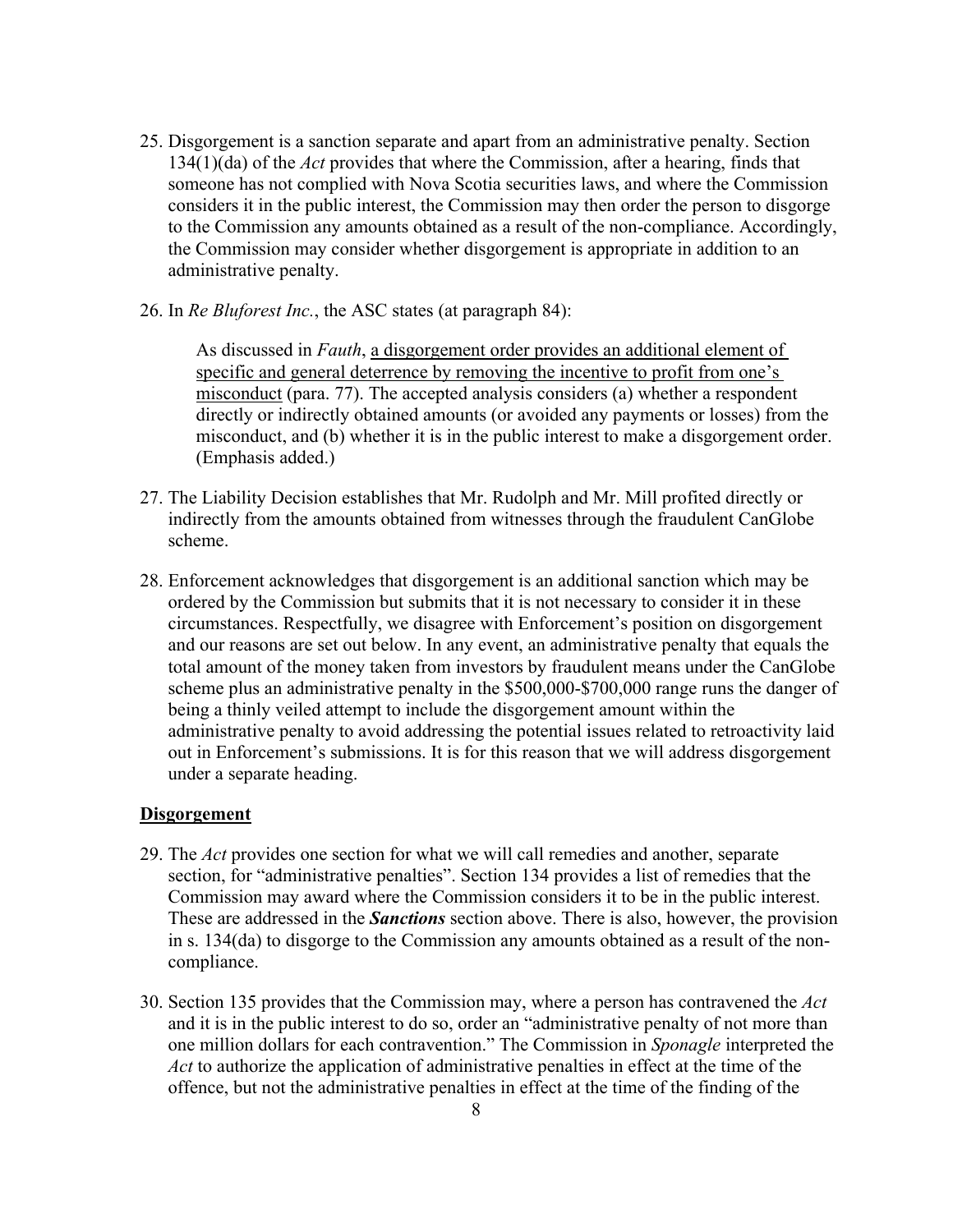25. Disgorgement is a sanction separate and apart from an administrative penalty. Section 134(1)(da) of the *Act* provides that where the Commission, after a hearing, finds that someone has not complied with Nova Scotia securities laws, and where the Commission considers it in the public interest, the Commission may then order the person to disgorge to the Commission any amounts obtained as a result of the non-compliance. Accordingly, the Commission may consider whether disgorgement is appropriate in addition to an administrative penalty.

26. In *Re Bluforest Inc.*, the ASC states (at paragraph 84):

> As discussed in *Fauth*, <u>a disgorgement order provides an additional element of specific and general deterrence by removing the incentive to profit from one's misconduct</u> (para. 77). The accepted analysis considers (a) whether a respondent directly or indirectly obtained amounts (or avoided any payments or losses) from the misconduct, and (b) whether it is in the public interest to make a disgorgement order. (Emphasis added.)

27. The Liability Decision establishes that Mr. Rudolph and Mr. Mill profited directly or indirectly from the amounts obtained from witnesses through the fraudulent CanGlobe scheme.

28. Enforcement acknowledges that disgorgement is an additional sanction which may be ordered by the Commission but submits that it is not necessary to consider it in these circumstances. Respectfully, we disagree with Enforcement's position on disgorgement and our reasons are set out below. In any event, an administrative penalty that equals the total amount of the money taken from investors by fraudulent means under the CanGlobe scheme plus an administrative penalty in the \$500,000-\$700,000 range runs the danger of being a thinly veiled attempt to include the disgorgement amount within the administrative penalty to avoid addressing the potential issues related to retroactivity laid out in Enforcement's submissions. It is for this reason that we will address disgorgement under a separate heading.

## <u>Disgorgement</u>

29. The *Act* provides one section for what we will call remedies and another, separate section, for "administrative penalties". Section 134 provides a list of remedies that the Commission may award where the Commission considers it to be in the public interest. These are addressed in the ***Sanctions*** section above. There is also, however, the provision in s. 134(da) to disgorge to the Commission any amounts obtained as a result of the non-compliance.

30. Section 135 provides that the Commission may, where a person has contravened the *Act* and it is in the public interest to do so, order an "administrative penalty of not more than one million dollars for each contravention." The Commission in *Sponagle* interpreted the *Act* to authorize the application of administrative penalties in effect at the time of the offence, but not the administrative penalties in effect at the time of the finding of the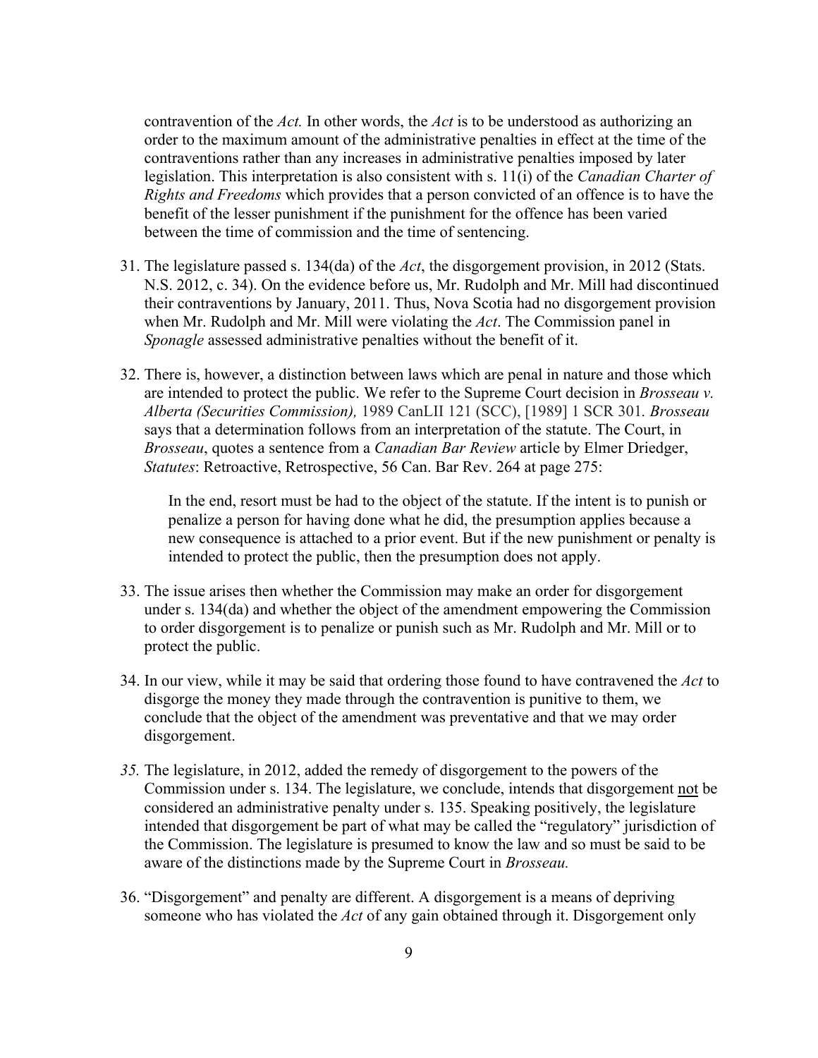contravention of the *Act.* In other words, the *Act* is to be understood as authorizing an order to the maximum amount of the administrative penalties in effect at the time of the contraventions rather than any increases in administrative penalties imposed by later legislation. This interpretation is also consistent with s. 11(i) of the *Canadian Charter of Rights and Freedoms* which provides that a person convicted of an offence is to have the benefit of the lesser punishment if the punishment for the offence has been varied between the time of commission and the time of sentencing.

31. The legislature passed s. 134(da) of the *Act*, the disgorgement provision, in 2012 (Stats. N.S. 2012, c. 34). On the evidence before us, Mr. Rudolph and Mr. Mill had discontinued their contraventions by January, 2011. Thus, Nova Scotia had no disgorgement provision when Mr. Rudolph and Mr. Mill were violating the *Act*. The Commission panel in *Sponagle* assessed administrative penalties without the benefit of it.

32. There is, however, a distinction between laws which are penal in nature and those which are intended to protect the public. We refer to the Supreme Court decision in *Brosseau v. Alberta (Securities Commission),* 1989 CanLII 121 (SCC), [1989] 1 SCR 301. *Brosseau* says that a determination follows from an interpretation of the statute. The Court, in *Brosseau*, quotes a sentence from a *Canadian Bar Review* article by Elmer Driedger, *Statutes*: Retroactive, Retrospective, 56 Can. Bar Rev. 264 at page 275:

> In the end, resort must be had to the object of the statute. If the intent is to punish or penalize a person for having done what he did, the presumption applies because a new consequence is attached to a prior event. But if the new punishment or penalty is intended to protect the public, then the presumption does not apply.

33. The issue arises then whether the Commission may make an order for disgorgement under s. 134(da) and whether the object of the amendment empowering the Commission to order disgorgement is to penalize or punish such as Mr. Rudolph and Mr. Mill or to protect the public.

34. In our view, while it may be said that ordering those found to have contravened the *Act* to disgorge the money they made through the contravention is punitive to them, we conclude that the object of the amendment was preventative and that we may order disgorgement.

35. The legislature, in 2012, added the remedy of disgorgement to the powers of the Commission under s. 134. The legislature, we conclude, intends that disgorgement <u>not</u> be considered an administrative penalty under s. 135. Speaking positively, the legislature intended that disgorgement be part of what may be called the "regulatory" jurisdiction of the Commission. The legislature is presumed to know the law and so must be said to be aware of the distinctions made by the Supreme Court in *Brosseau.*

36. "Disgorgement" and penalty are different. A disgorgement is a means of depriving someone who has violated the *Act* of any gain obtained through it. Disgorgement only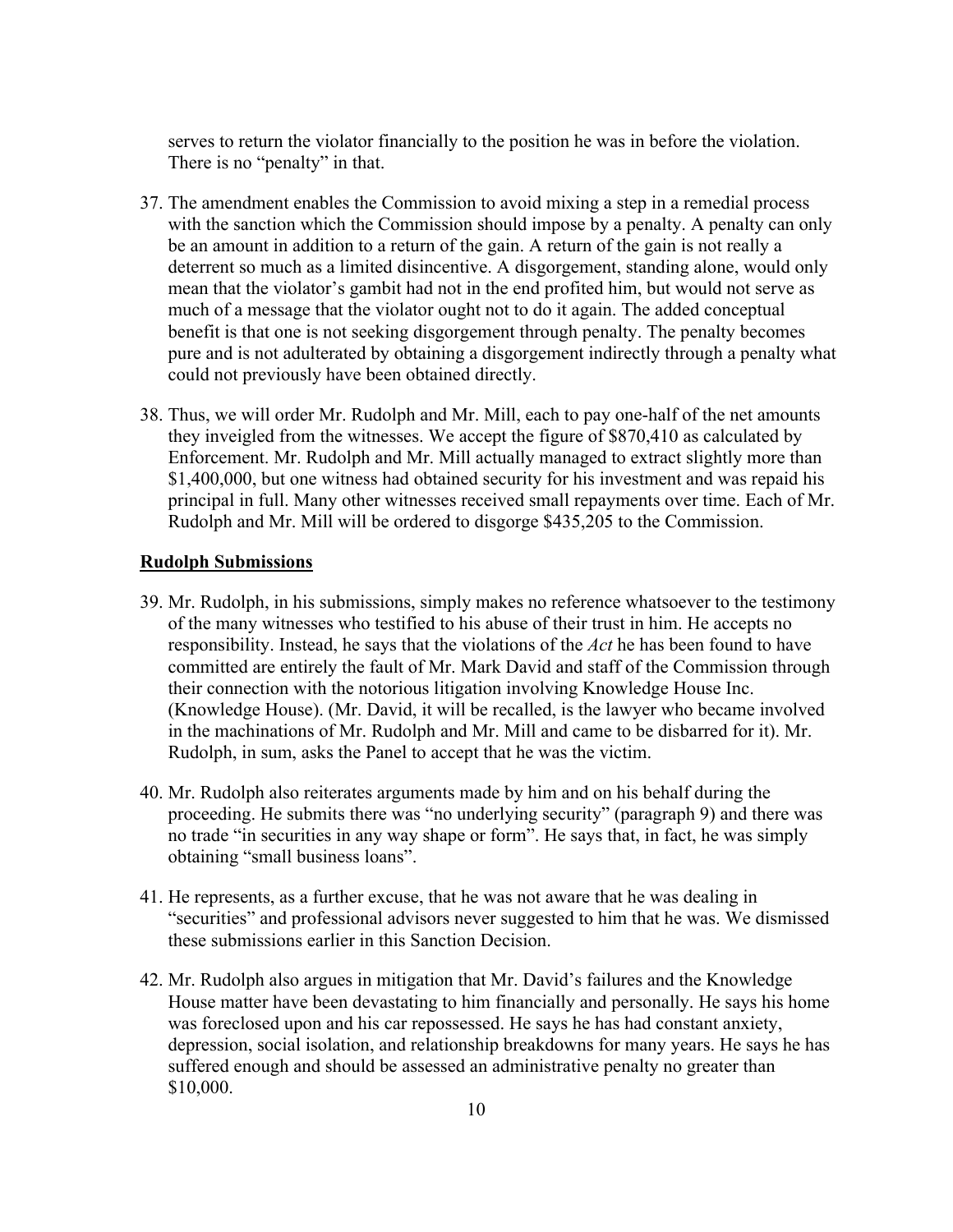serves to return the violator financially to the position he was in before the violation. There is no "penalty" in that.

37. The amendment enables the Commission to avoid mixing a step in a remedial process with the sanction which the Commission should impose by a penalty. A penalty can only be an amount in addition to a return of the gain. A return of the gain is not really a deterrent so much as a limited disincentive. A disgorgement, standing alone, would only mean that the violator's gambit had not in the end profited him, but would not serve as much of a message that the violator ought not to do it again. The added conceptual benefit is that one is not seeking disgorgement through penalty. The penalty becomes pure and is not adulterated by obtaining a disgorgement indirectly through a penalty what could not previously have been obtained directly.

38. Thus, we will order Mr. Rudolph and Mr. Mill, each to pay one-half of the net amounts they inveigled from the witnesses. We accept the figure of $870,410 as calculated by Enforcement. Mr. Rudolph and Mr. Mill actually managed to extract slightly more than $1,400,000, but one witness had obtained security for his investment and was repaid his principal in full. Many other witnesses received small repayments over time. Each of Mr. Rudolph and Mr. Mill will be ordered to disgorge $435,205 to the Commission.

**Rudolph Submissions**

39. Mr. Rudolph, in his submissions, simply makes no reference whatsoever to the testimony of the many witnesses who testified to his abuse of their trust in him. He accepts no responsibility. Instead, he says that the violations of the *Act* he has been found to have committed are entirely the fault of Mr. Mark David and staff of the Commission through their connection with the notorious litigation involving Knowledge House Inc. (Knowledge House). (Mr. David, it will be recalled, is the lawyer who became involved in the machinations of Mr. Rudolph and Mr. Mill and came to be disbarred for it). Mr. Rudolph, in sum, asks the Panel to accept that he was the victim.

40. Mr. Rudolph also reiterates arguments made by him and on his behalf during the proceeding. He submits there was "no underlying security" (paragraph 9) and there was no trade "in securities in any way shape or form". He says that, in fact, he was simply obtaining "small business loans".

41. He represents, as a further excuse, that he was not aware that he was dealing in "securities" and professional advisors never suggested to him that he was. We dismissed these submissions earlier in this Sanction Decision.

42. Mr. Rudolph also argues in mitigation that Mr. David's failures and the Knowledge House matter have been devastating to him financially and personally. He says his home was foreclosed upon and his car repossessed. He says he has had constant anxiety, depression, social isolation, and relationship breakdowns for many years. He says he has suffered enough and should be assessed an administrative penalty no greater than $10,000.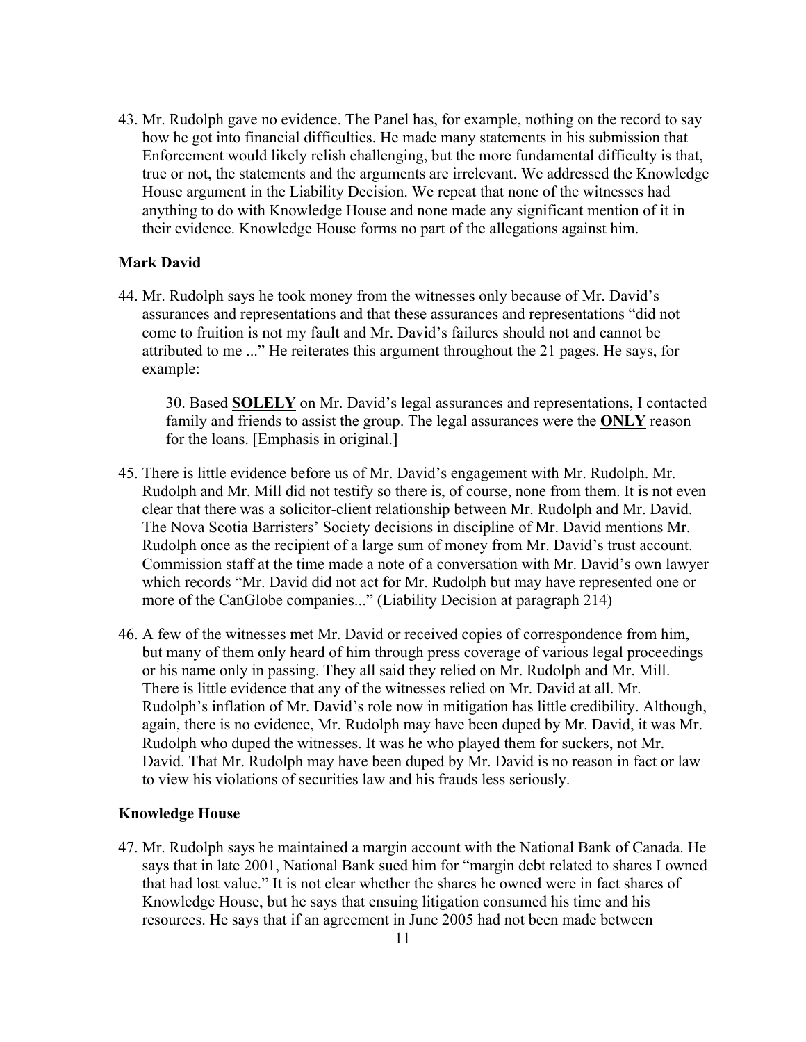43. Mr. Rudolph gave no evidence. The Panel has, for example, nothing on the record to say how he got into financial difficulties. He made many statements in his submission that Enforcement would likely relish challenging, but the more fundamental difficulty is that, true or not, the statements and the arguments are irrelevant. We addressed the Knowledge House argument in the Liability Decision. We repeat that none of the witnesses had anything to do with Knowledge House and none made any significant mention of it in their evidence. Knowledge House forms no part of the allegations against him.

### Mark David

44. Mr. Rudolph says he took money from the witnesses only because of Mr. David's assurances and representations and that these assurances and representations "did not come to fruition is not my fault and Mr. David's failures should not and cannot be attributed to me ..." He reiterates this argument throughout the 21 pages. He says, for example:

> 30. Based **SOLELY** on Mr. David's legal assurances and representations, I contacted family and friends to assist the group. The legal assurances were the **ONLY** reason for the loans. [Emphasis in original.]

45. There is little evidence before us of Mr. David's engagement with Mr. Rudolph. Mr. Rudolph and Mr. Mill did not testify so there is, of course, none from them. It is not even clear that there was a solicitor-client relationship between Mr. Rudolph and Mr. David. The Nova Scotia Barristers' Society decisions in discipline of Mr. David mentions Mr. Rudolph once as the recipient of a large sum of money from Mr. David's trust account. Commission staff at the time made a note of a conversation with Mr. David's own lawyer which records "Mr. David did not act for Mr. Rudolph but may have represented one or more of the CanGlobe companies..." (Liability Decision at paragraph 214)

46. A few of the witnesses met Mr. David or received copies of correspondence from him, but many of them only heard of him through press coverage of various legal proceedings or his name only in passing. They all said they relied on Mr. Rudolph and Mr. Mill. There is little evidence that any of the witnesses relied on Mr. David at all. Mr. Rudolph's inflation of Mr. David's role now in mitigation has little credibility. Although, again, there is no evidence, Mr. Rudolph may have been duped by Mr. David, it was Mr. Rudolph who duped the witnesses. It was he who played them for suckers, not Mr. David. That Mr. Rudolph may have been duped by Mr. David is no reason in fact or law to view his violations of securities law and his frauds less seriously.

### Knowledge House

47. Mr. Rudolph says he maintained a margin account with the National Bank of Canada. He says that in late 2001, National Bank sued him for "margin debt related to shares I owned that had lost value." It is not clear whether the shares he owned were in fact shares of Knowledge House, but he says that ensuing litigation consumed his time and his resources. He says that if an agreement in June 2005 had not been made between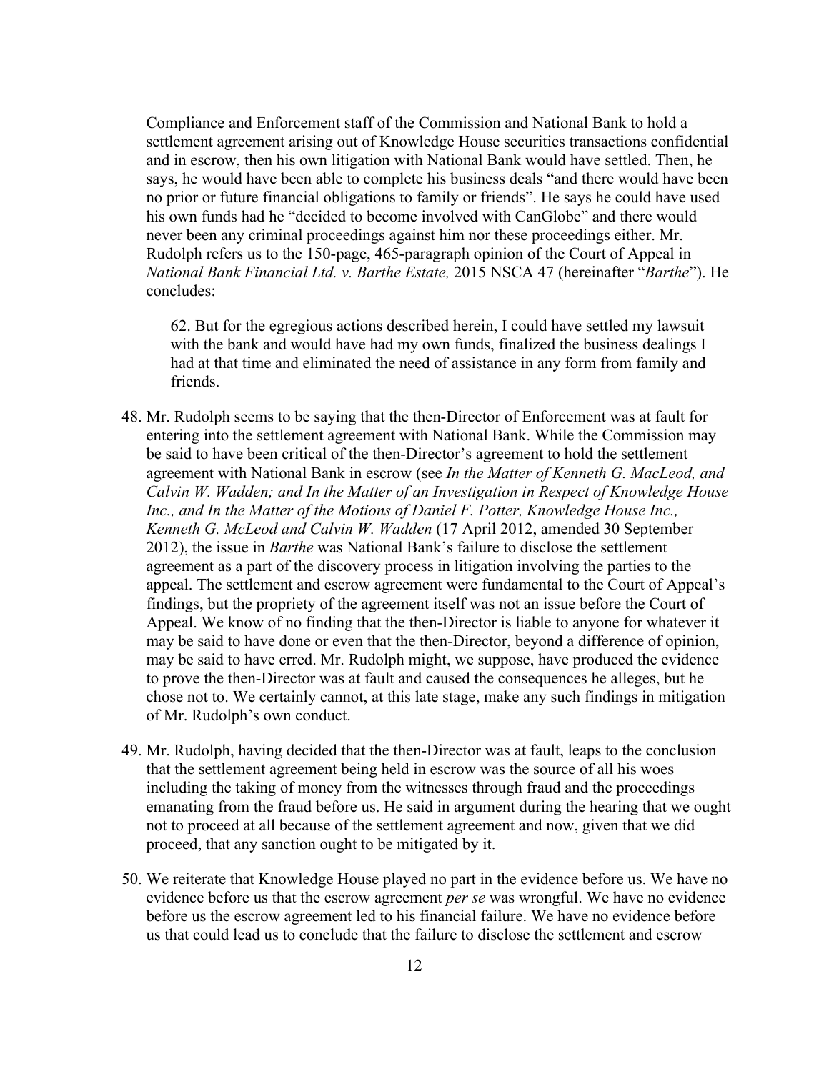Compliance and Enforcement staff of the Commission and National Bank to hold a settlement agreement arising out of Knowledge House securities transactions confidential and in escrow, then his own litigation with National Bank would have settled. Then, he says, he would have been able to complete his business deals "and there would have been no prior or future financial obligations to family or friends". He says he could have used his own funds had he "decided to become involved with CanGlobe" and there would never been any criminal proceedings against him nor these proceedings either. Mr. Rudolph refers us to the 150-page, 465-paragraph opinion of the Court of Appeal in *National Bank Financial Ltd. v. Barthe Estate,* 2015 NSCA 47 (hereinafter "*Barthe*"). He concludes:

> 62. But for the egregious actions described herein, I could have settled my lawsuit with the bank and would have had my own funds, finalized the business dealings I had at that time and eliminated the need of assistance in any form from family and friends.

48. Mr. Rudolph seems to be saying that the then-Director of Enforcement was at fault for entering into the settlement agreement with National Bank. While the Commission may be said to have been critical of the then-Director's agreement to hold the settlement agreement with National Bank in escrow (see *In the Matter of Kenneth G. MacLeod, and Calvin W. Wadden; and In the Matter of an Investigation in Respect of Knowledge House Inc., and In the Matter of the Motions of Daniel F. Potter, Knowledge House Inc., Kenneth G. McLeod and Calvin W. Wadden* (17 April 2012, amended 30 September 2012), the issue in *Barthe* was National Bank's failure to disclose the settlement agreement as a part of the discovery process in litigation involving the parties to the appeal. The settlement and escrow agreement were fundamental to the Court of Appeal's findings, but the propriety of the agreement itself was not an issue before the Court of Appeal. We know of no finding that the then-Director is liable to anyone for whatever it may be said to have done or even that the then-Director, beyond a difference of opinion, may be said to have erred. Mr. Rudolph might, we suppose, have produced the evidence to prove the then-Director was at fault and caused the consequences he alleges, but he chose not to. We certainly cannot, at this late stage, make any such findings in mitigation of Mr. Rudolph's own conduct.

49. Mr. Rudolph, having decided that the then-Director was at fault, leaps to the conclusion that the settlement agreement being held in escrow was the source of all his woes including the taking of money from the witnesses through fraud and the proceedings emanating from the fraud before us. He said in argument during the hearing that we ought not to proceed at all because of the settlement agreement and now, given that we did proceed, that any sanction ought to be mitigated by it.

50. We reiterate that Knowledge House played no part in the evidence before us. We have no evidence before us that the escrow agreement *per se* was wrongful. We have no evidence before us the escrow agreement led to his financial failure. We have no evidence before us that could lead us to conclude that the failure to disclose the settlement and escrow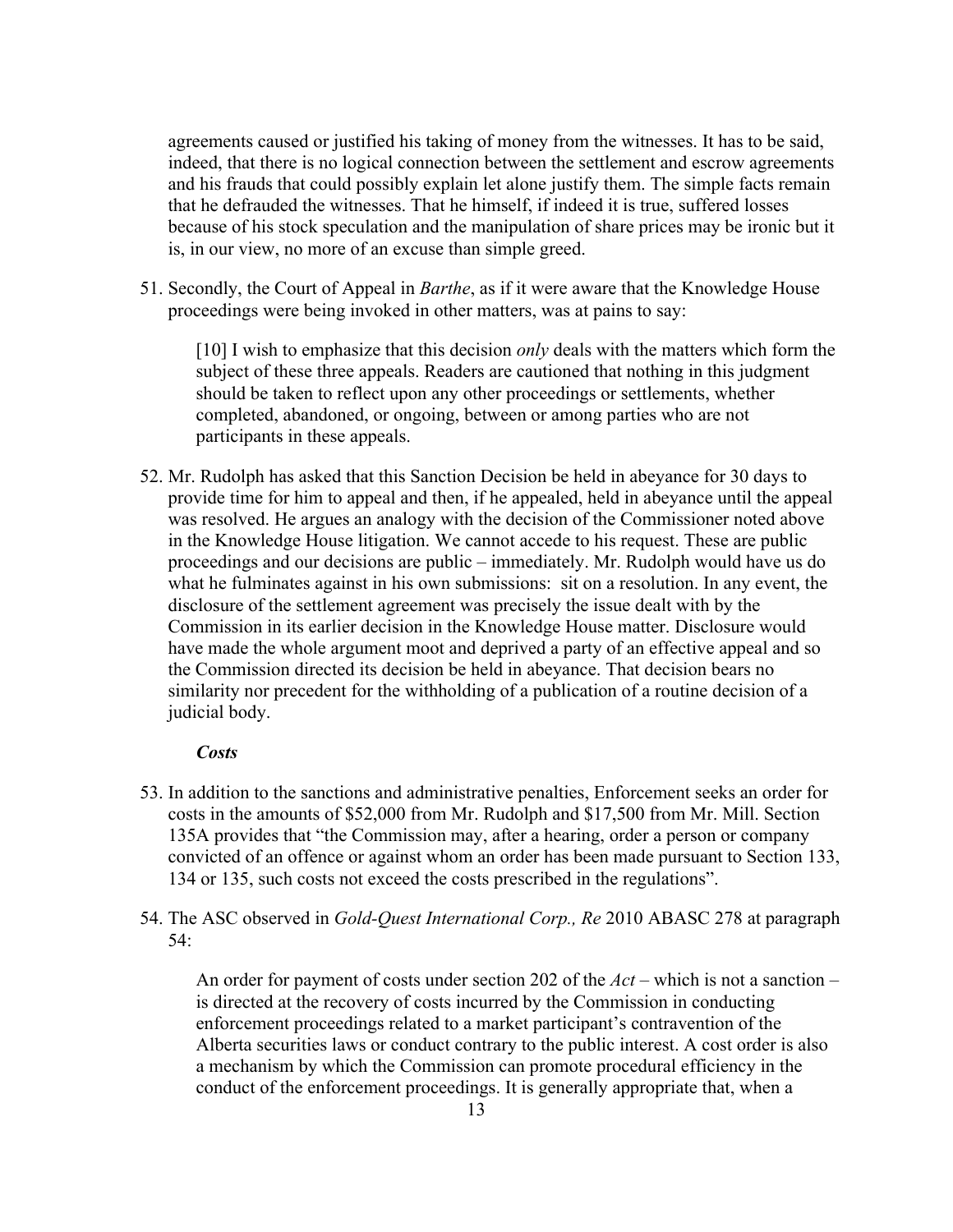agreements caused or justified his taking of money from the witnesses. It has to be said, indeed, that there is no logical connection between the settlement and escrow agreements and his frauds that could possibly explain let alone justify them. The simple facts remain that he defrauded the witnesses. That he himself, if indeed it is true, suffered losses because of his stock speculation and the manipulation of share prices may be ironic but it is, in our view, no more of an excuse than simple greed.

51. Secondly, the Court of Appeal in *Barthe*, as if it were aware that the Knowledge House proceedings were being invoked in other matters, was at pains to say:

> [10] I wish to emphasize that this decision *only* deals with the matters which form the subject of these three appeals. Readers are cautioned that nothing in this judgment should be taken to reflect upon any other proceedings or settlements, whether completed, abandoned, or ongoing, between or among parties who are not participants in these appeals.

52. Mr. Rudolph has asked that this Sanction Decision be held in abeyance for 30 days to provide time for him to appeal and then, if he appealed, held in abeyance until the appeal was resolved. He argues an analogy with the decision of the Commissioner noted above in the Knowledge House litigation. We cannot accede to his request. These are public proceedings and our decisions are public – immediately. Mr. Rudolph would have us do what he fulminates against in his own submissions: sit on a resolution. In any event, the disclosure of the settlement agreement was precisely the issue dealt with by the Commission in its earlier decision in the Knowledge House matter. Disclosure would have made the whole argument moot and deprived a party of an effective appeal and so the Commission directed its decision be held in abeyance. That decision bears no similarity nor precedent for the withholding of a publication of a routine decision of a judicial body.

***Costs***

53. In addition to the sanctions and administrative penalties, Enforcement seeks an order for costs in the amounts of $52,000 from Mr. Rudolph and $17,500 from Mr. Mill. Section 135A provides that "the Commission may, after a hearing, order a person or company convicted of an offence or against whom an order has been made pursuant to Section 133, 134 or 135, such costs not exceed the costs prescribed in the regulations".

54. The ASC observed in *Gold-Quest International Corp., Re* 2010 ABASC 278 at paragraph 54:

> An order for payment of costs under section 202 of the *Act* – which is not a sanction – is directed at the recovery of costs incurred by the Commission in conducting enforcement proceedings related to a market participant's contravention of the Alberta securities laws or conduct contrary to the public interest. A cost order is also a mechanism by which the Commission can promote procedural efficiency in the conduct of the enforcement proceedings. It is generally appropriate that, when a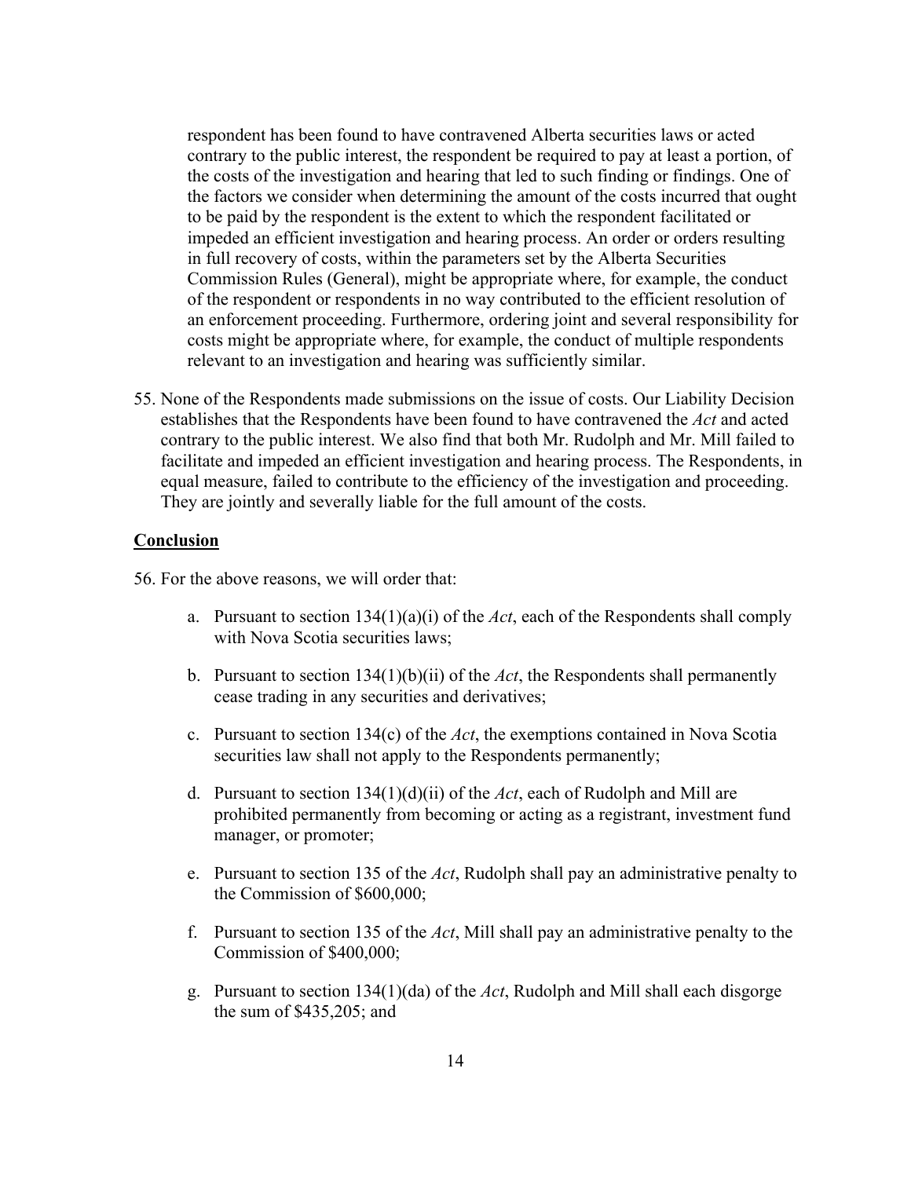respondent has been found to have contravened Alberta securities laws or acted contrary to the public interest, the respondent be required to pay at least a portion, of the costs of the investigation and hearing that led to such finding or findings. One of the factors we consider when determining the amount of the costs incurred that ought to be paid by the respondent is the extent to which the respondent facilitated or impeded an efficient investigation and hearing process. An order or orders resulting in full recovery of costs, within the parameters set by the Alberta Securities Commission Rules (General), might be appropriate where, for example, the conduct of the respondent or respondents in no way contributed to the efficient resolution of an enforcement proceeding. Furthermore, ordering joint and several responsibility for costs might be appropriate where, for example, the conduct of multiple respondents relevant to an investigation and hearing was sufficiently similar.

55. None of the Respondents made submissions on the issue of costs. Our Liability Decision establishes that the Respondents have been found to have contravened the *Act* and acted contrary to the public interest. We also find that both Mr. Rudolph and Mr. Mill failed to facilitate and impeded an efficient investigation and hearing process. The Respondents, in equal measure, failed to contribute to the efficiency of the investigation and proceeding. They are jointly and severally liable for the full amount of the costs.

## **Conclusion**

56. For the above reasons, we will order that:

    a. Pursuant to section 134(1)(a)(i) of the *Act*, each of the Respondents shall comply with Nova Scotia securities laws;

    b. Pursuant to section 134(1)(b)(ii) of the *Act*, the Respondents shall permanently cease trading in any securities and derivatives;

    c. Pursuant to section 134(c) of the *Act*, the exemptions contained in Nova Scotia securities law shall not apply to the Respondents permanently;

    d. Pursuant to section 134(1)(d)(ii) of the *Act*, each of Rudolph and Mill are prohibited permanently from becoming or acting as a registrant, investment fund manager, or promoter;

    e. Pursuant to section 135 of the *Act*, Rudolph shall pay an administrative penalty to the Commission of $600,000;

    f. Pursuant to section 135 of the *Act*, Mill shall pay an administrative penalty to the Commission of $400,000;

    g. Pursuant to section 134(1)(da) of the *Act*, Rudolph and Mill shall each disgorge the sum of $435,205; and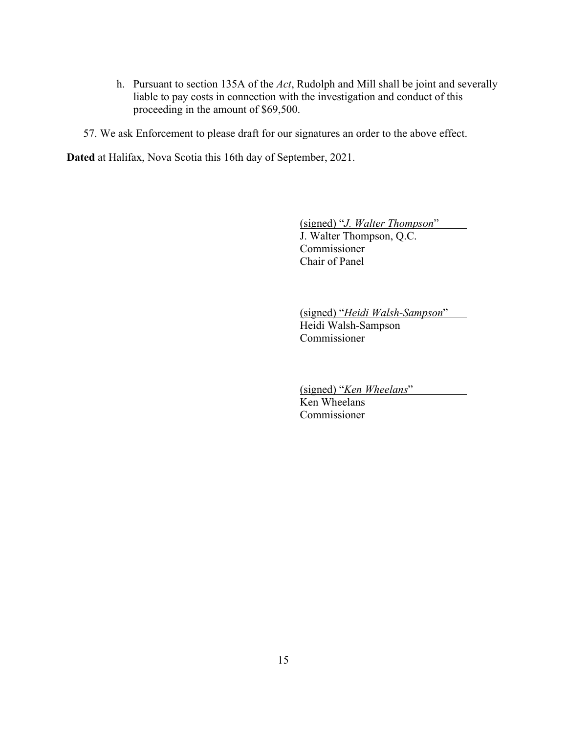h. Pursuant to section 135A of the *Act*, Rudolph and Mill shall be joint and severally liable to pay costs in connection with the investigation and conduct of this proceeding in the amount of $69,500.

57. We ask Enforcement to please draft for our signatures an order to the above effect.

**Dated** at Halifax, Nova Scotia this 16th day of September, 2021.

(signed) "*J. Walter Thompson*"
J. Walter Thompson, Q.C.
Commissioner
Chair of Panel

(signed) "*Heidi Walsh-Sampson*"
Heidi Walsh-Sampson
Commissioner

(signed) "*Ken Wheelans*"
Ken Wheelans
Commissioner